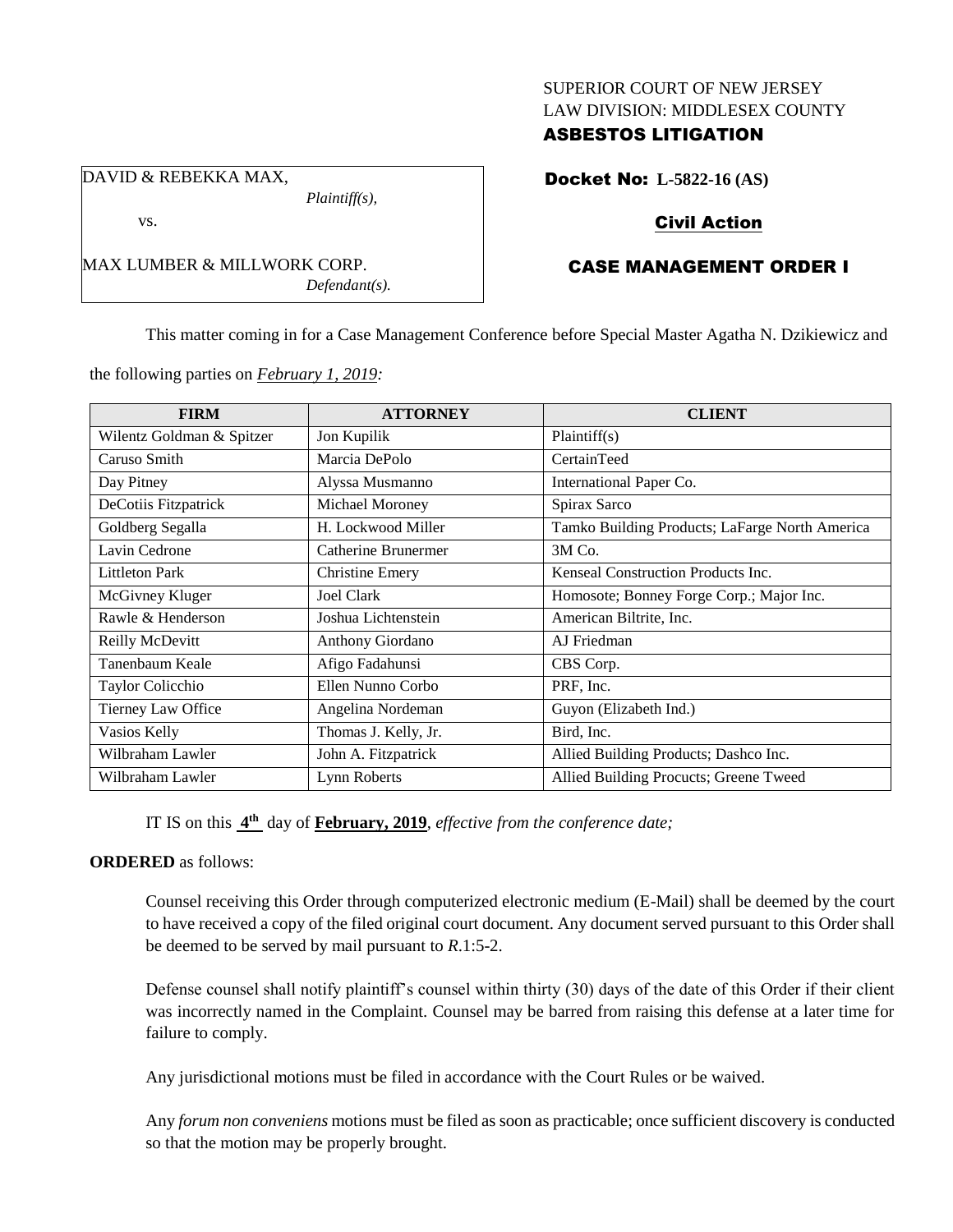SUPERIOR COURT OF NEW JERSEY
LAW DIVISION: MIDDLESEX COUNTY

**ASBESTOS LITIGATION**

DAVID & REBEKKA MAX,
*Plaintiff(s),*

vs.

MAX LUMBER & MILLWORK CORP.
*Defendant(s).*

**Docket No: L-5822-16 (AS)**

**Civil Action**

**CASE MANAGEMENT ORDER I**

This matter coming in for a Case Management Conference before Special Master Agatha N. Dzikiewicz and the following parties on ***February 1, 2019:***

| FIRM | ATTORNEY | CLIENT |
|---|---|---|
| Wilentz Goldman & Spitzer | Jon Kupilik | Plaintiff(s) |
| Caruso Smith | Marcia DePolo | CertainTeed |
| Day Pitney | Alyssa Musmanno | International Paper Co. |
| DeCotiis Fitzpatrick | Michael Moroney | Spirax Sarco |
| Goldberg Segalla | H. Lockwood Miller | Tamko Building Products; LaFarge North America |
| Lavin Cedrone | Catherine Brunermer | 3M Co. |
| Littleton Park | Christine Emery | Kenseal Construction Products Inc. |
| McGivney Kluger | Joel Clark | Homosote; Bonney Forge Corp.; Major Inc. |
| Rawle & Henderson | Joshua Lichtenstein | American Biltrite, Inc. |
| Reilly McDevitt | Anthony Giordano | AJ Friedman |
| Tanenbaum Keale | Afigo Fadahunsi | CBS Corp. |
| Taylor Colicchio | Ellen Nunno Corbo | PRF, Inc. |
| Tierney Law Office | Angelina Nordeman | Guyon (Elizabeth Ind.) |
| Vasios Kelly | Thomas J. Kelly, Jr. | Bird, Inc. |
| Wilbraham Lawler | John A. Fitzpatrick | Allied Building Products; Dashco Inc. |
| Wilbraham Lawler | Lynn Roberts | Allied Building Procucts; Greene Tweed |

IT IS on this **4th** day of **February, 2019**, *effective from the conference date;*

**ORDERED** as follows:

Counsel receiving this Order through computerized electronic medium (E-Mail) shall be deemed by the court to have received a copy of the filed original court document. Any document served pursuant to this Order shall be deemed to be served by mail pursuant to *R*.1:5-2.

Defense counsel shall notify plaintiff's counsel within thirty (30) days of the date of this Order if their client was incorrectly named in the Complaint. Counsel may be barred from raising this defense at a later time for failure to comply.

Any jurisdictional motions must be filed in accordance with the Court Rules or be waived.

Any *forum non conveniens* motions must be filed as soon as practicable; once sufficient discovery is conducted so that the motion may be properly brought.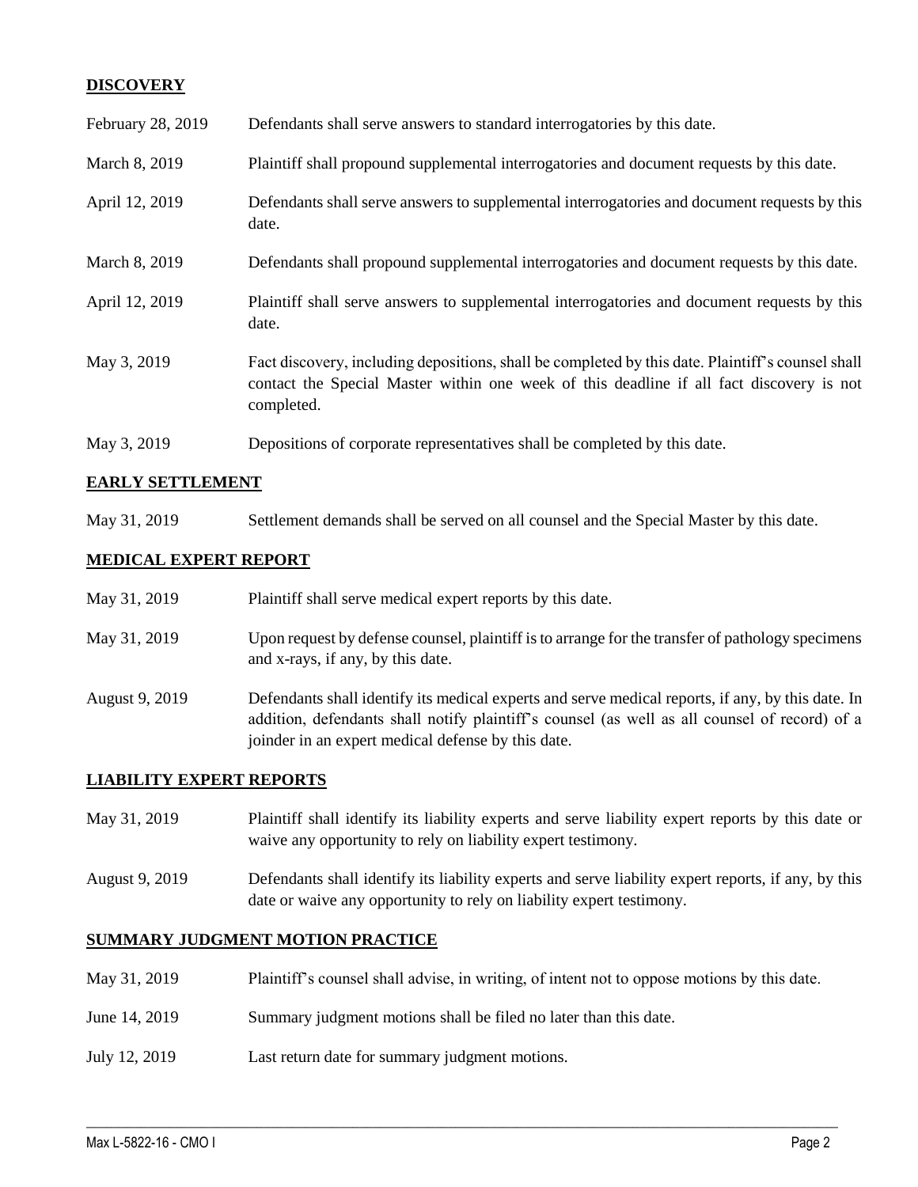## DISCOVERY

| | |
|---|---|
| February 28, 2019 | Defendants shall serve answers to standard interrogatories by this date. |
| March 8, 2019 | Plaintiff shall propound supplemental interrogatories and document requests by this date. |
| April 12, 2019 | Defendants shall serve answers to supplemental interrogatories and document requests by this date. |
| March 8, 2019 | Defendants shall propound supplemental interrogatories and document requests by this date. |
| April 12, 2019 | Plaintiff shall serve answers to supplemental interrogatories and document requests by this date. |
| May 3, 2019 | Fact discovery, including depositions, shall be completed by this date. Plaintiff's counsel shall contact the Special Master within one week of this deadline if all fact discovery is not completed. |
| May 3, 2019 | Depositions of corporate representatives shall be completed by this date. |

## EARLY SETTLEMENT

| | |
|---|---|
| May 31, 2019 | Settlement demands shall be served on all counsel and the Special Master by this date. |

## MEDICAL EXPERT REPORT

| | |
|---|---|
| May 31, 2019 | Plaintiff shall serve medical expert reports by this date. |
| May 31, 2019 | Upon request by defense counsel, plaintiff is to arrange for the transfer of pathology specimens and x-rays, if any, by this date. |
| August 9, 2019 | Defendants shall identify its medical experts and serve medical reports, if any, by this date. In addition, defendants shall notify plaintiff's counsel (as well as all counsel of record) of a joinder in an expert medical defense by this date. |

## LIABILITY EXPERT REPORTS

| | |
|---|---|
| May 31, 2019 | Plaintiff shall identify its liability experts and serve liability expert reports by this date or waive any opportunity to rely on liability expert testimony. |
| August 9, 2019 | Defendants shall identify its liability experts and serve liability expert reports, if any, by this date or waive any opportunity to rely on liability expert testimony. |

## SUMMARY JUDGMENT MOTION PRACTICE

| | |
|---|---|
| May 31, 2019 | Plaintiff's counsel shall advise, in writing, of intent not to oppose motions by this date. |
| June 14, 2019 | Summary judgment motions shall be filed no later than this date. |
| July 12, 2019 | Last return date for summary judgment motions. |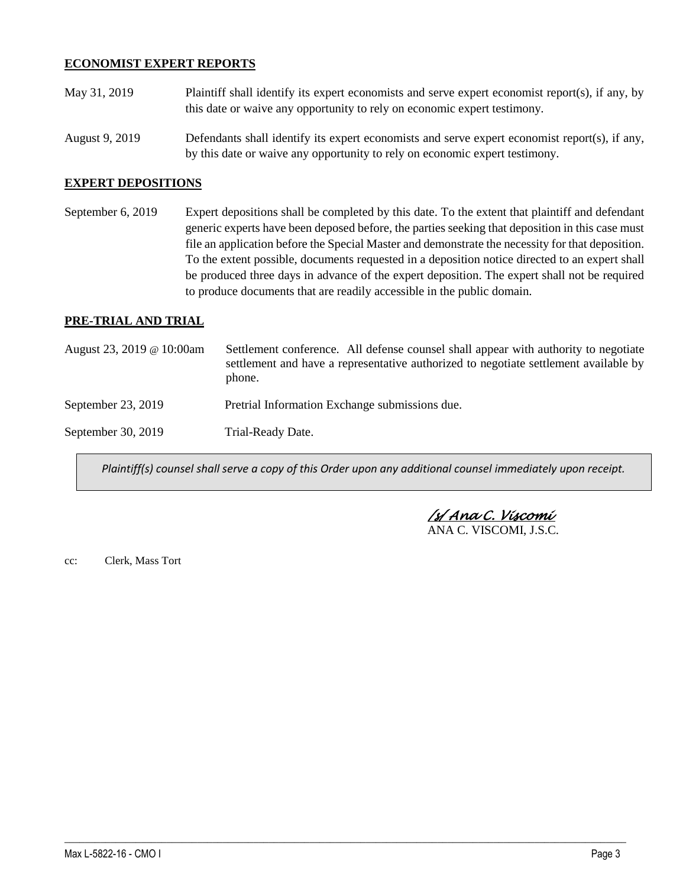**ECONOMIST EXPERT REPORTS**

| | |
|---|---|
| May 31, 2019 | Plaintiff shall identify its expert economists and serve expert economist report(s), if any, by this date or waive any opportunity to rely on economic expert testimony. |
| August 9, 2019 | Defendants shall identify its expert economists and serve expert economist report(s), if any, by this date or waive any opportunity to rely on economic expert testimony. |

**EXPERT DEPOSITIONS**

| | |
|---|---|
| September 6, 2019 | Expert depositions shall be completed by this date. To the extent that plaintiff and defendant generic experts have been deposed before, the parties seeking that deposition in this case must file an application before the Special Master and demonstrate the necessity for that deposition. To the extent possible, documents requested in a deposition notice directed to an expert shall be produced three days in advance of the expert deposition. The expert shall not be required to produce documents that are readily accessible in the public domain. |

**PRE-TRIAL AND TRIAL**

| | |
|---|---|
| August 23, 2019 @ 10:00am | Settlement conference. All defense counsel shall appear with authority to negotiate settlement and have a representative authorized to negotiate settlement available by phone. |
| September 23, 2019 | Pretrial Information Exchange submissions due. |
| September 30, 2019 | Trial-Ready Date. |

*Plaintiff(s) counsel shall serve a copy of this Order upon any additional counsel immediately upon receipt.*

*/s/ Ana C. Viscomi*
ANA C. VISCOMI, J.S.C.

cc: Clerk, Mass Tort

Max L-5822-16 - CMO I